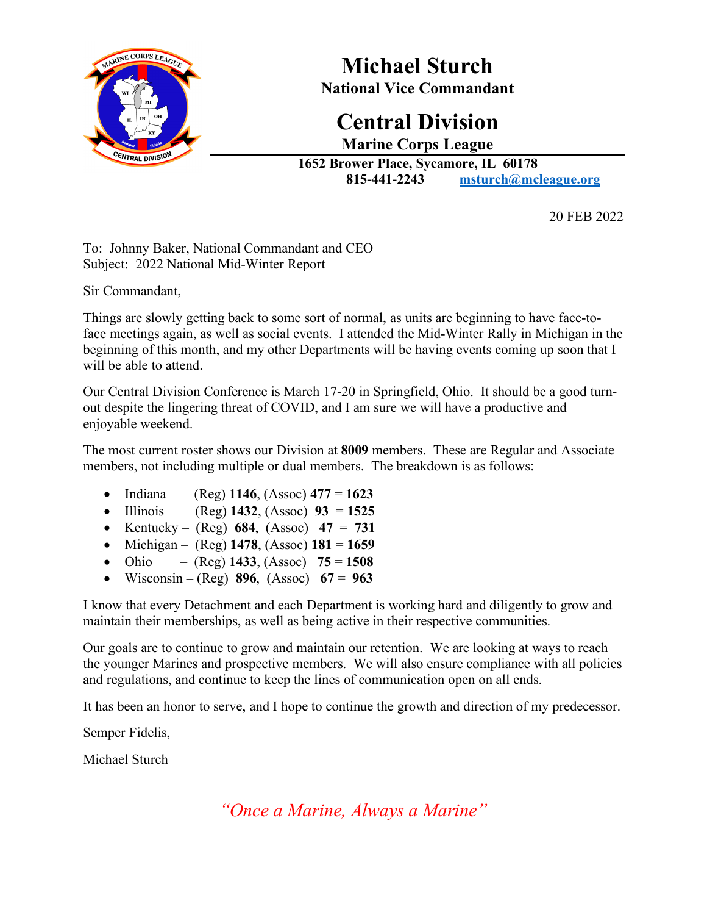# Michael Sturch

**National Vice Commandant**

# Central Division

**Marine Corps League**

**1652 Brower Place, Sycamore, IL 60178**

**815-441-2243 msturch@mcleague.org**

20 FEB 2022

To: Johnny Baker, National Commandant and CEO
Subject: 2022 National Mid-Winter Report

Sir Commandant,

Things are slowly getting back to some sort of normal, as units are beginning to have face-to-face meetings again, as well as social events. I attended the Mid-Winter Rally in Michigan in the beginning of this month, and my other Departments will be having events coming up soon that I will be able to attend.

Our Central Division Conference is March 17-20 in Springfield, Ohio. It should be a good turn-out despite the lingering threat of COVID, and I am sure we will have a productive and enjoyable weekend.

The most current roster shows our Division at **8009** members. These are Regular and Associate members, not including multiple or dual members. The breakdown is as follows:

- Indiana – (Reg) **1146**, (Assoc) **477** = **1623**
- Illinois – (Reg) **1432**, (Assoc) **93** = **1525**
- Kentucky – (Reg) **684**, (Assoc) **47** = **731**
- Michigan – (Reg) **1478**, (Assoc) **181** = **1659**
- Ohio – (Reg) **1433**, (Assoc) **75** = **1508**
- Wisconsin – (Reg) **896**, (Assoc) **67** = **963**

I know that every Detachment and each Department is working hard and diligently to grow and maintain their memberships, as well as being active in their respective communities.

Our goals are to continue to grow and maintain our retention. We are looking at ways to reach the younger Marines and prospective members. We will also ensure compliance with all policies and regulations, and continue to keep the lines of communication open on all ends.

It has been an honor to serve, and I hope to continue the growth and direction of my predecessor.

Semper Fidelis,

Michael Sturch

*"Once a Marine, Always a Marine"*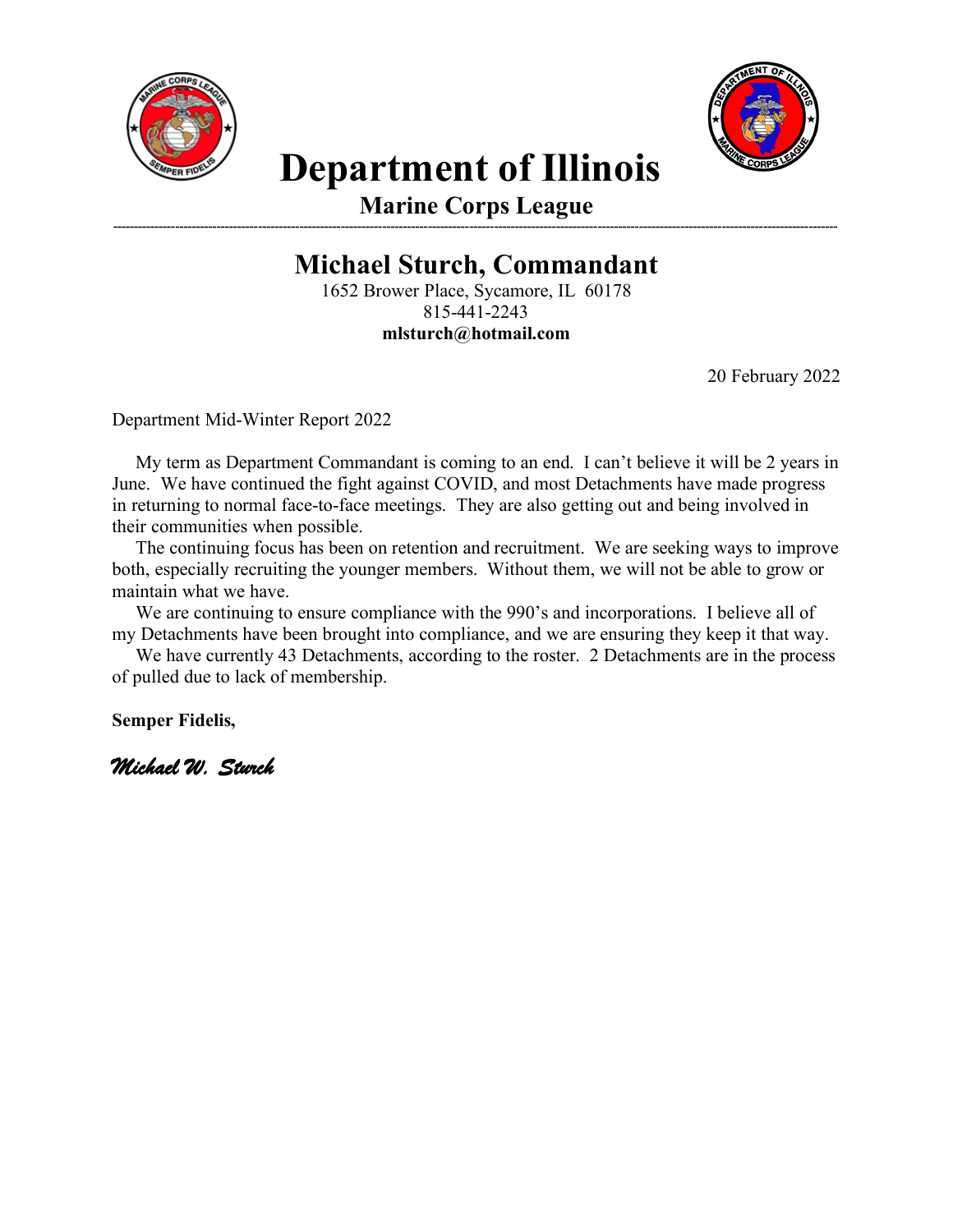# Department of Illinois

## Marine Corps League

---

## Michael Sturch, Commandant

1652 Brower Place, Sycamore, IL 60178
815-441-2243
**mlsturch@hotmail.com**

20 February 2022

Department Mid-Winter Report 2022

My term as Department Commandant is coming to an end. I can't believe it will be 2 years in June. We have continued the fight against COVID, and most Detachments have made progress in returning to normal face-to-face meetings. They are also getting out and being involved in their communities when possible.

The continuing focus has been on retention and recruitment. We are seeking ways to improve both, especially recruiting the younger members. Without them, we will not be able to grow or maintain what we have.

We are continuing to ensure compliance with the 990's and incorporations. I believe all of my Detachments have been brought into compliance, and we are ensuring they keep it that way.

We have currently 43 Detachments, according to the roster. 2 Detachments are in the process of pulled due to lack of membership.

**Semper Fidelis,**

*Michael W. Sturch*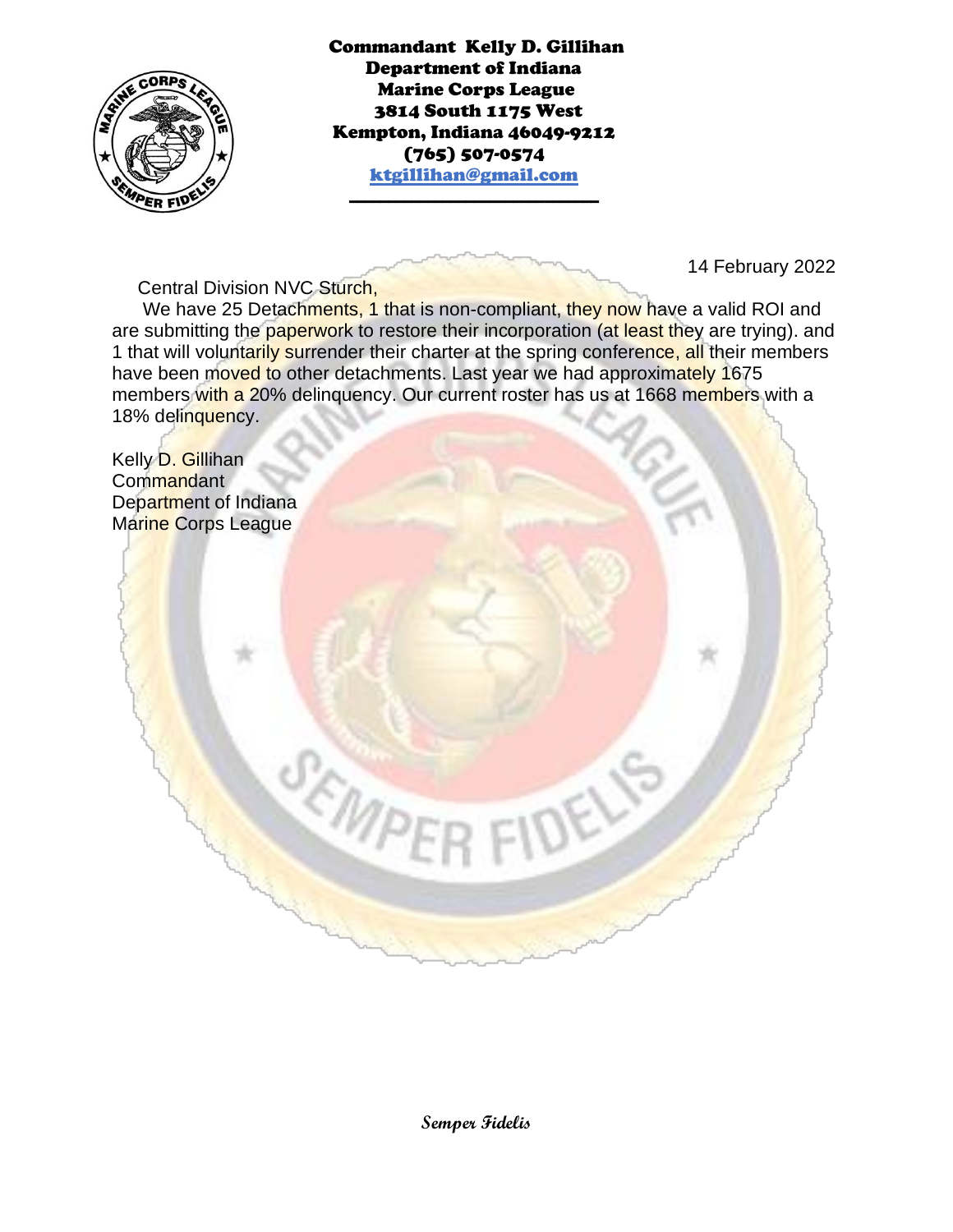**Commandant Kelly D. Gillihan**
**Department of Indiana**
**Marine Corps League**
**3814 South 1175 West**
**Kempton, Indiana 46049-9212**
**(765) 507-0574**
**ktgillihan@gmail.com**

14 February 2022

Central Division NVC Sturch,

We have 25 Detachments, 1 that is non-compliant, they now have a valid ROI and are submitting the paperwork to restore their incorporation (at least they are trying). and 1 that will voluntarily surrender their charter at the spring conference, all their members have been moved to other detachments. Last year we had approximately 1675 members with a 20% delinquency. Our current roster has us at 1668 members with a 18% delinquency.

Kelly D. Gillihan
Commandant
Department of Indiana
Marine Corps League

*Semper Fidelis*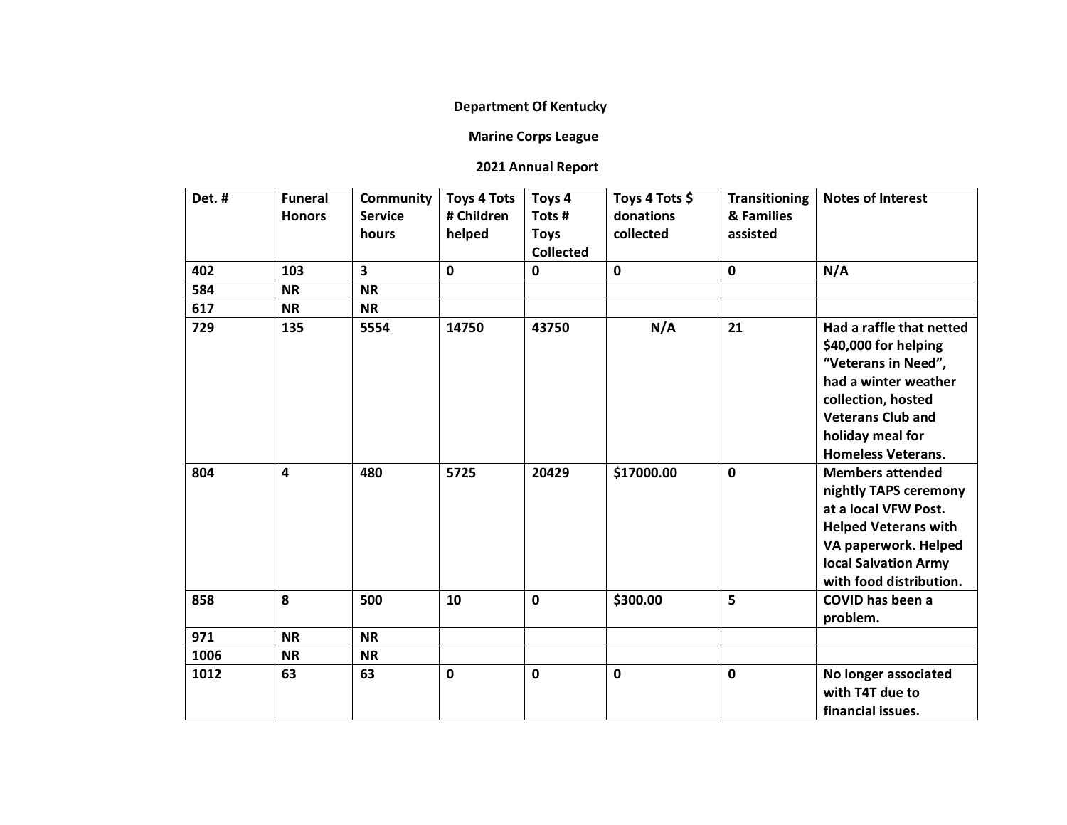**Department Of Kentucky**

**Marine Corps League**

**2021 Annual Report**

| Det. # | Funeral Honors | Community Service hours | Toys 4 Tots # Children helped | Toys 4 Tots # Toys Collected | Toys 4 Tots $ donations collected | Transitioning & Families assisted | Notes of Interest |
|---|---|---|---|---|---|---|---|
| 402 | 103 | 3 | 0 | 0 | 0 | 0 | N/A |
| 584 | NR | NR | | | | | |
| 617 | NR | NR | | | | | |
| 729 | 135 | 5554 | 14750 | 43750 | N/A | 21 | Had a raffle that netted $40,000 for helping “Veterans in Need”, had a winter weather collection, hosted Veterans Club and holiday meal for Homeless Veterans. |
| 804 | 4 | 480 | 5725 | 20429 | $17000.00 | 0 | Members attended nightly TAPS ceremony at a local VFW Post. Helped Veterans with VA paperwork. Helped local Salvation Army with food distribution. |
| 858 | 8 | 500 | 10 | 0 | $300.00 | 5 | COVID has been a problem. |
| 971 | NR | NR | | | | | |
| 1006 | NR | NR | | | | | |
| 1012 | 63 | 63 | 0 | 0 | 0 | 0 | No longer associated with T4T due to financial issues. |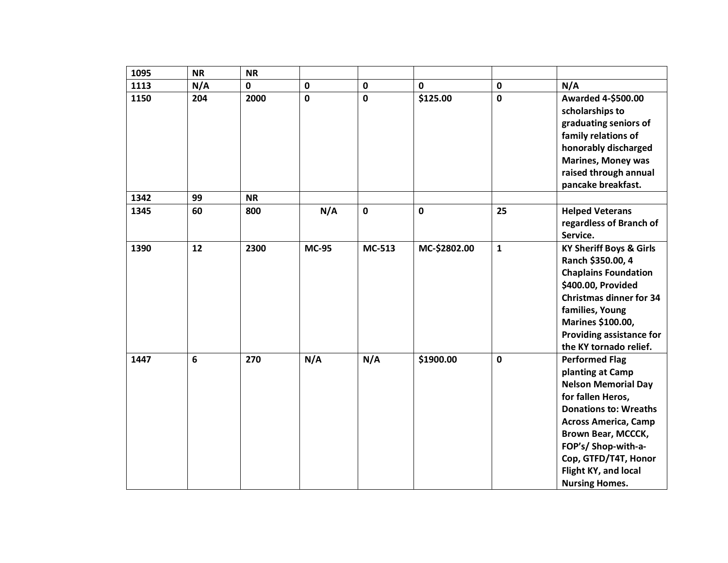| 1095 | NR | NR | | | | | |
|---|---|---|---|---|---|---|---|
| 1113 | N/A | 0 | 0 | 0 | 0 | 0 | N/A |
| 1150 | 204 | 2000 | 0 | 0 | $125.00 | 0 | Awarded 4-$500.00 scholarships to graduating seniors of family relations of honorably discharged Marines, Money was raised through annual pancake breakfast. |
| 1342 | 99 | NR | | | | | |
| 1345 | 60 | 800 | N/A | 0 | 0 | 25 | Helped Veterans regardless of Branch of Service. |
| 1390 | 12 | 2300 | MC-95 | MC-513 | MC-$2802.00 | 1 | KY Sheriff Boys & Girls Ranch $350.00, 4 Chaplains Foundation $400.00, Provided Christmas dinner for 34 families, Young Marines $100.00, Providing assistance for the KY tornado relief. |
| 1447 | 6 | 270 | N/A | N/A | $1900.00 | 0 | Performed Flag planting at Camp Nelson Memorial Day for fallen Heros, Donations to: Wreaths Across America, Camp Brown Bear, MCCCK, FOP's/ Shop-with-a-Cop, GTFD/T4T, Honor Flight KY, and local Nursing Homes. |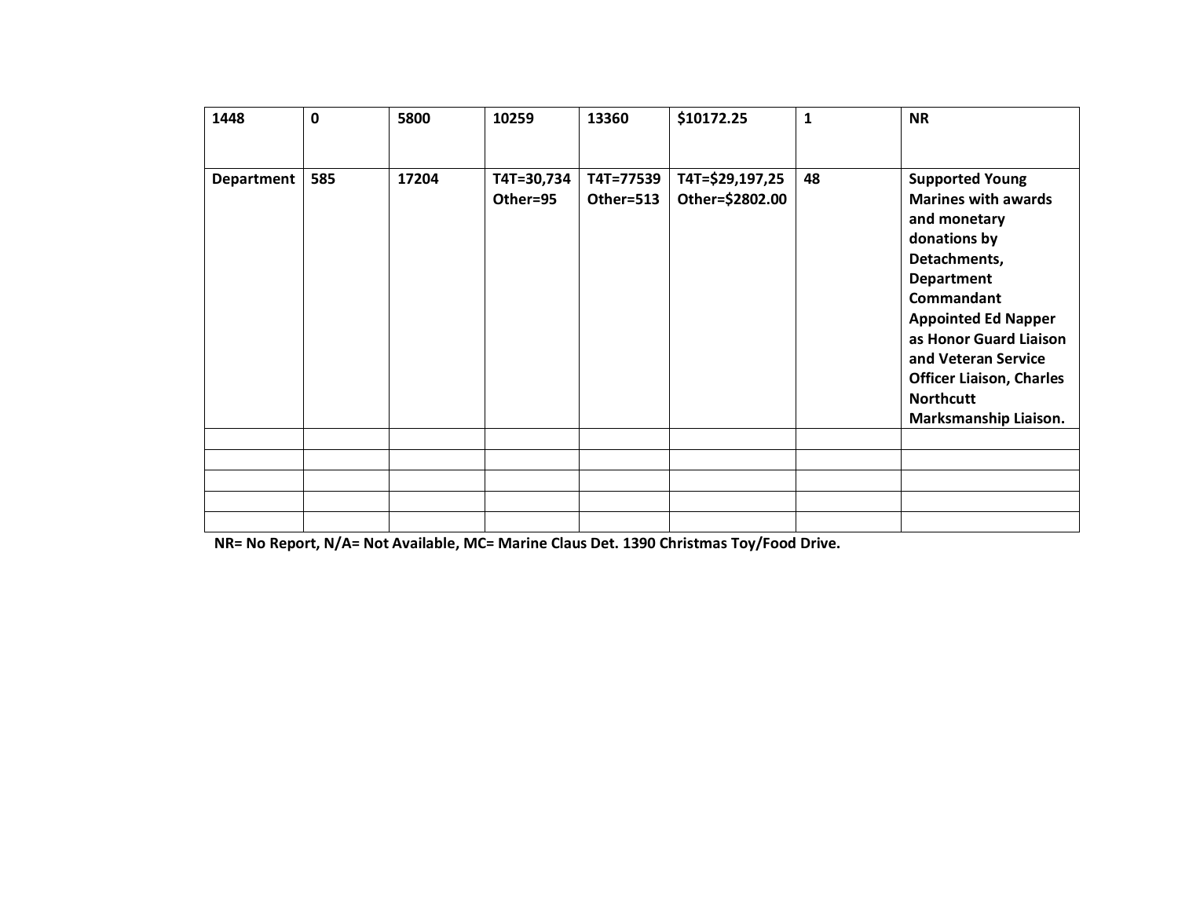| | | | | | | | |
|---|---|---|---|---|---|---|---|
| **1448** | **0** | **5800** | **10259** | **13360** | **$10172.25** | **1** | **NR** |
| **Department** | **585** | **17204** | **T4T=30,734 Other=95** | **T4T=77539 Other=513** | **T4T=$29,197,25 Other=$2802.00** | **48** | **Supported Young Marines with awards and monetary donations by Detachments, Department Commandant Appointed Ed Napper as Honor Guard Liaison and Veteran Service Officer Liaison, Charles Northcutt Marksmanship Liaison.** |
| | | | | | | | |
| | | | | | | | |
| | | | | | | | |
| | | | | | | | |
| | | | | | | | |

**NR= No Report, N/A= Not Available, MC= Marine Claus Det. 1390 Christmas Toy/Food Drive.**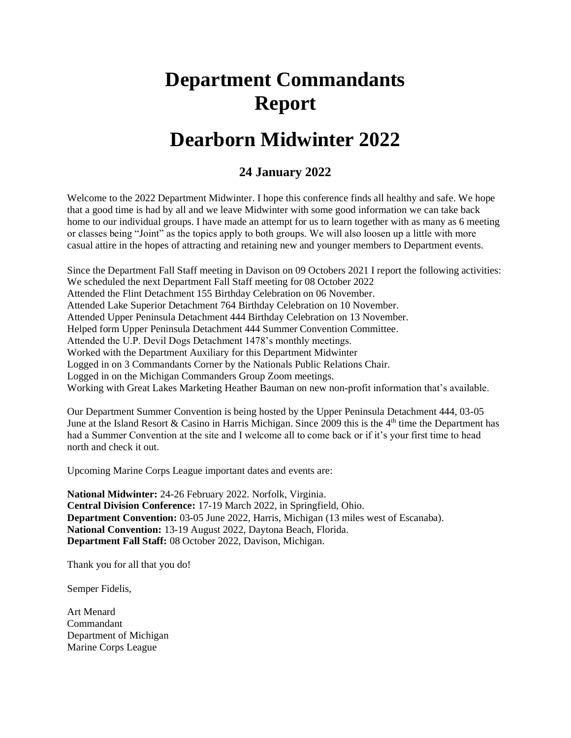# Department Commandants Report

# Dearborn Midwinter 2022

### 24 January 2022

Welcome to the 2022 Department Midwinter. I hope this conference finds all healthy and safe. We hope that a good time is had by all and we leave Midwinter with some good information we can take back home to our individual groups. I have made an attempt for us to learn together with as many as 6 meeting or classes being "Joint" as the topics apply to both groups. We will also loosen up a little with more casual attire in the hopes of attracting and retaining new and younger members to Department events.

Since the Department Fall Staff meeting in Davison on 09 Octobers 2021 I report the following activities:
We scheduled the next Department Fall Staff meeting for 08 October 2022
Attended the Flint Detachment 155 Birthday Celebration on 06 November.
Attended Lake Superior Detachment 764 Birthday Celebration on 10 November.
Attended Upper Peninsula Detachment 444 Birthday Celebration on 13 November.
Helped form Upper Peninsula Detachment 444 Summer Convention Committee.
Attended the U.P. Devil Dogs Detachment 1478's monthly meetings.
Worked with the Department Auxiliary for this Department Midwinter
Logged in on 3 Commandants Corner by the Nationals Public Relations Chair.
Logged in on the Michigan Commanders Group Zoom meetings.
Working with Great Lakes Marketing Heather Bauman on new non-profit information that's available.

Our Department Summer Convention is being hosted by the Upper Peninsula Detachment 444, 03-05 June at the Island Resort & Casino in Harris Michigan. Since 2009 this is the 4th time the Department has had a Summer Convention at the site and I welcome all to come back or if it's your first time to head north and check it out.

Upcoming Marine Corps League important dates and events are:

**National Midwinter:** 24-26 February 2022. Norfolk, Virginia.
**Central Division Conference:** 17-19 March 2022, in Springfield, Ohio.
**Department Convention:** 03-05 June 2022, Harris, Michigan (13 miles west of Escanaba).
**National Convention:** 13-19 August 2022, Daytona Beach, Florida.
**Department Fall Staff:** 08 October 2022, Davison, Michigan.

Thank you for all that you do!

Semper Fidelis,

Art Menard
Commandant
Department of Michigan
Marine Corps League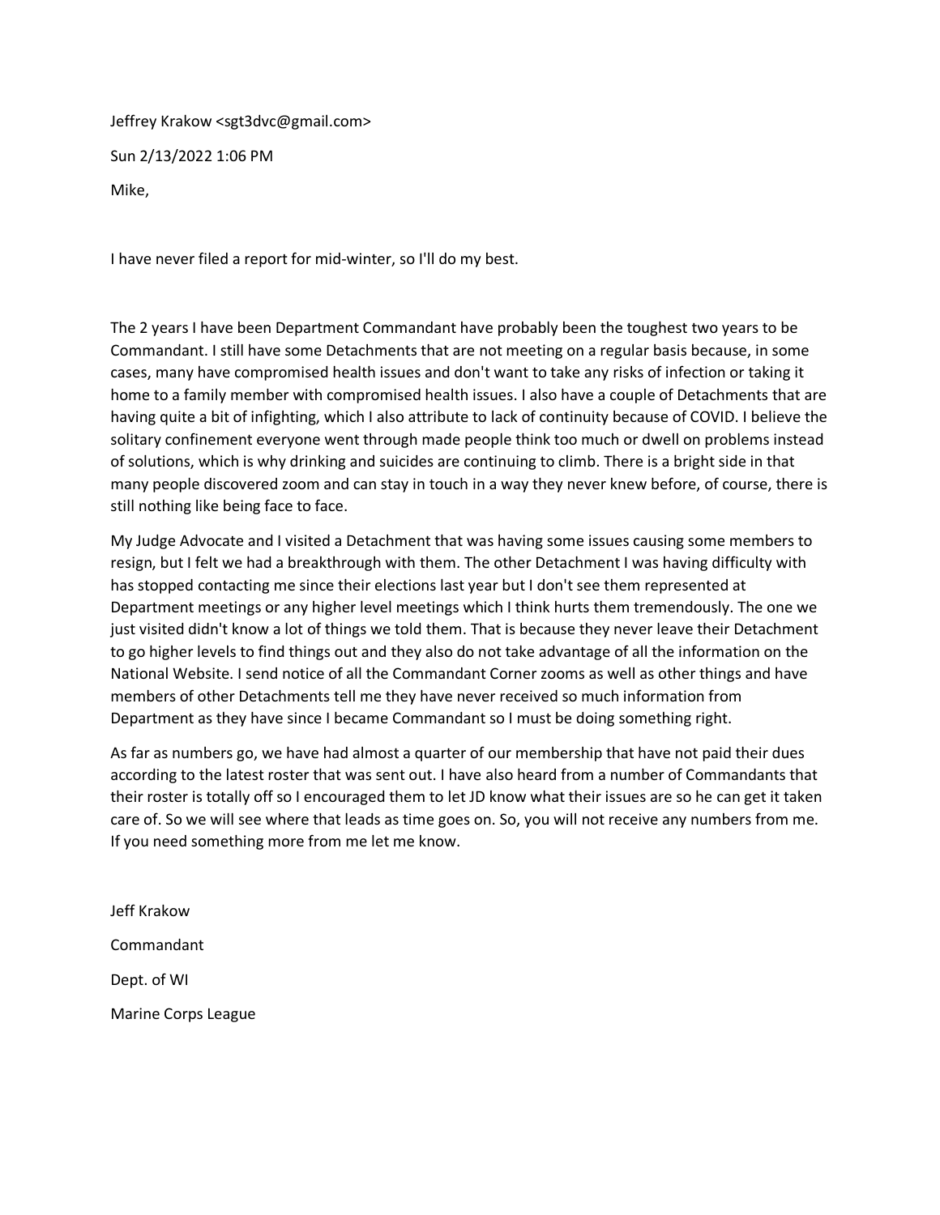Jeffrey Krakow <sgt3dvc@gmail.com>

Sun 2/13/2022 1:06 PM

Mike,

I have never filed a report for mid-winter, so I'll do my best.

The 2 years I have been Department Commandant have probably been the toughest two years to be Commandant. I still have some Detachments that are not meeting on a regular basis because, in some cases, many have compromised health issues and don't want to take any risks of infection or taking it home to a family member with compromised health issues. I also have a couple of Detachments that are having quite a bit of infighting, which I also attribute to lack of continuity because of COVID. I believe the solitary confinement everyone went through made people think too much or dwell on problems instead of solutions, which is why drinking and suicides are continuing to climb. There is a bright side in that many people discovered zoom and can stay in touch in a way they never knew before, of course, there is still nothing like being face to face.

My Judge Advocate and I visited a Detachment that was having some issues causing some members to resign, but I felt we had a breakthrough with them. The other Detachment I was having difficulty with has stopped contacting me since their elections last year but I don't see them represented at Department meetings or any higher level meetings which I think hurts them tremendously. The one we just visited didn't know a lot of things we told them. That is because they never leave their Detachment to go higher levels to find things out and they also do not take advantage of all the information on the National Website. I send notice of all the Commandant Corner zooms as well as other things and have members of other Detachments tell me they have never received so much information from Department as they have since I became Commandant so I must be doing something right.

As far as numbers go, we have had almost a quarter of our membership that have not paid their dues according to the latest roster that was sent out. I have also heard from a number of Commandants that their roster is totally off so I encouraged them to let JD know what their issues are so he can get it taken care of. So we will see where that leads as time goes on. So, you will not receive any numbers from me. If you need something more from me let me know.

Jeff Krakow

Commandant

Dept. of WI

Marine Corps League